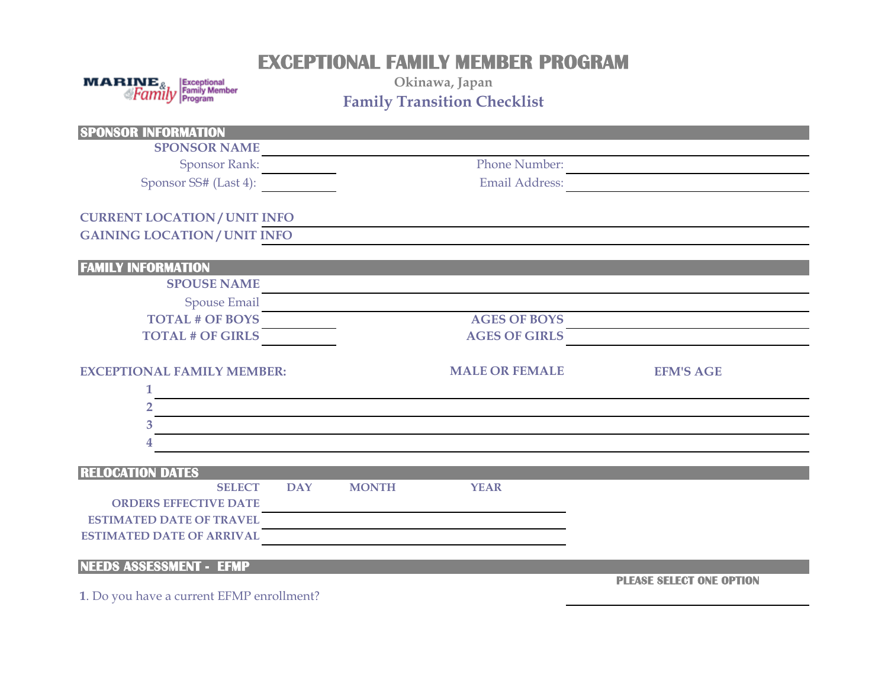# EXCEPTIONAL FAMILY MEMBER PROGRAM

MARINE & Family | Exceptional Family Member Program

**Okinawa, Japan**

## Family Transition Checklist

## SPONSOR INFORMATION

**SPONSOR NAME** ______________________________

Sponsor Rank: ____________ Phone Number: ____________

Sponsor SS# (Last 4): ____________ Email Address: ____________

**CURRENT LOCATION / UNIT INFO** ______________________________

**GAINING LOCATION / UNIT INFO** ______________________________

## FAMILY INFORMATION

**SPOUSE NAME** ______________________________

Spouse Email ______________________________

**TOTAL # OF BOYS** ____________ **AGES OF BOYS** ____________

**TOTAL # OF GIRLS** ____________ **AGES OF GIRLS** ____________

| EXCEPTIONAL FAMILY MEMBER: | MALE OR FEMALE | EFM'S AGE |
|---|---|---|
| 1 | | |
| 2 | | |
| 3 | | |
| 4 | | |

## RELOCATION DATES

| SELECT | DAY | MONTH | YEAR |
|---|---|---|---|
| ORDERS EFFECTIVE DATE | | | |
| ESTIMATED DATE OF TRAVEL | | | |
| ESTIMATED DATE OF ARRIVAL | | | |

## NEEDS ASSESSMENT - EFMP

**PLEASE SELECT ONE OPTION**

**1**. Do you have a current EFMP enrollment? ____________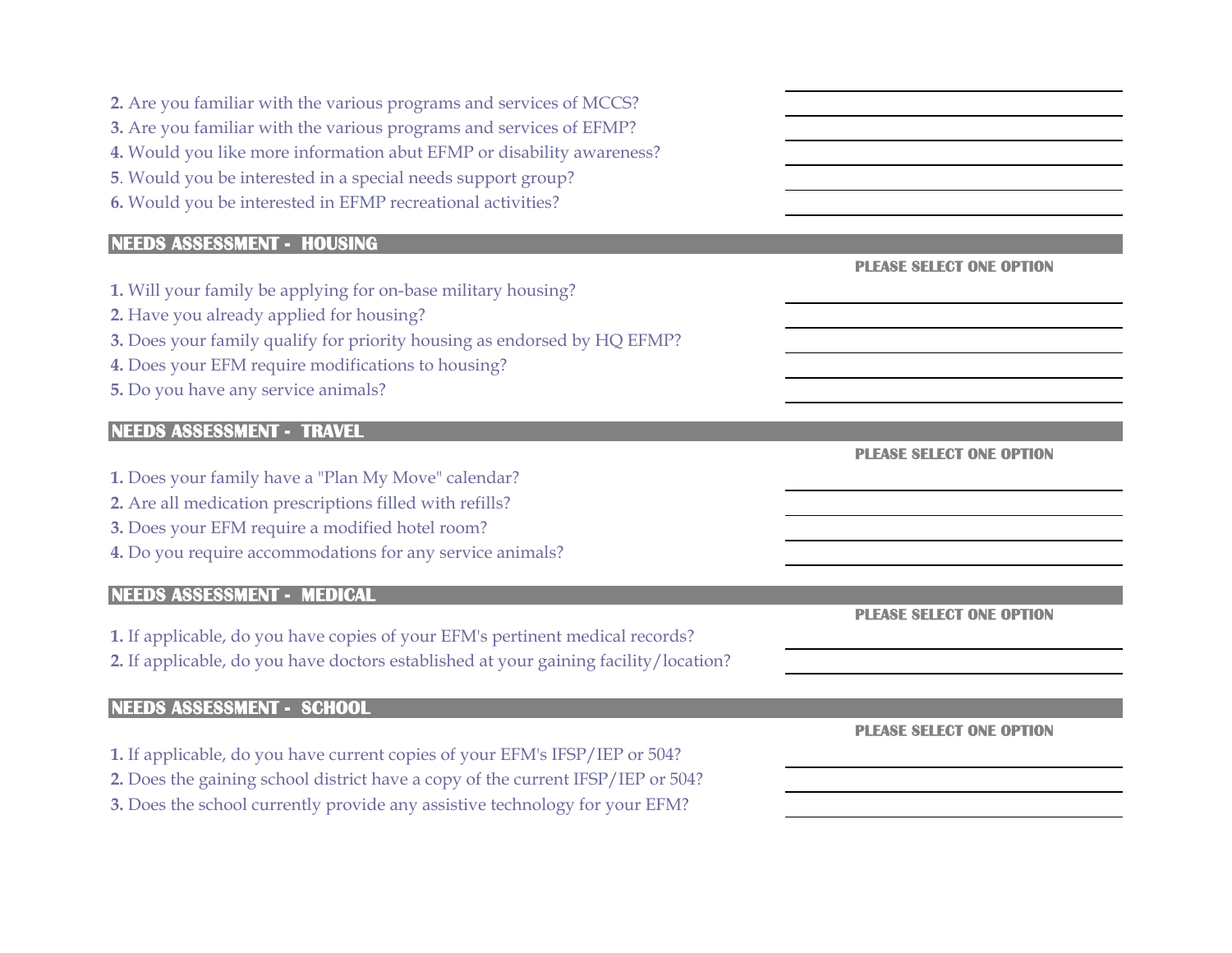**2.** Are you familiar with the various programs and services of MCCS?

**3.** Are you familiar with the various programs and services of EFMP?

**4.** Would you like more information abut EFMP or disability awareness?

**5**. Would you be interested in a special needs support group?

**6.** Would you be interested in EFMP recreational activities?

## NEEDS ASSESSMENT - HOUSING

**PLEASE SELECT ONE OPTION**

**1.** Will your family be applying for on-base military housing?

**2.** Have you already applied for housing?

**3.** Does your family qualify for priority housing as endorsed by HQ EFMP?

**4.** Does your EFM require modifications to housing?

**5.** Do you have any service animals?

## NEEDS ASSESSMENT - TRAVEL

**PLEASE SELECT ONE OPTION**

**1.** Does your family have a "Plan My Move" calendar?

**2.** Are all medication prescriptions filled with refills?

**3.** Does your EFM require a modified hotel room?

**4.** Do you require accommodations for any service animals?

## NEEDS ASSESSMENT - MEDICAL

**PLEASE SELECT ONE OPTION**

**1.** If applicable, do you have copies of your EFM's pertinent medical records?

**2.** If applicable, do you have doctors established at your gaining facility/location?

## NEEDS ASSESSMENT - SCHOOL

**PLEASE SELECT ONE OPTION**

**1.** If applicable, do you have current copies of your EFM's IFSP/IEP or 504?

**2.** Does the gaining school district have a copy of the current IFSP/IEP or 504?

**3.** Does the school currently provide any assistive technology for your EFM?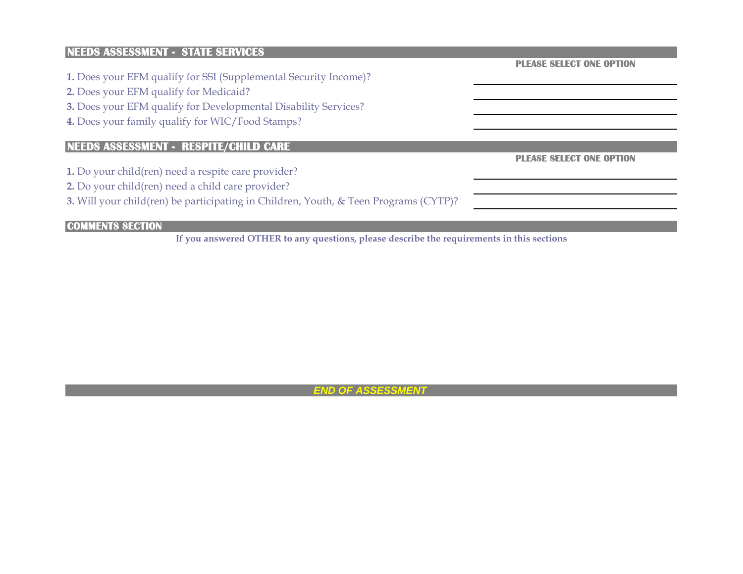## NEEDS ASSESSMENT - STATE SERVICES

**PLEASE SELECT ONE OPTION**

**1.** Does your EFM qualify for SSI (Supplemental Security Income)? \_\_\_\_\_\_\_\_\_\_\_\_\_\_\_\_

**2.** Does your EFM qualify for Medicaid? \_\_\_\_\_\_\_\_\_\_\_\_\_\_\_\_

**3.** Does your EFM qualify for Developmental Disability Services? \_\_\_\_\_\_\_\_\_\_\_\_\_\_\_\_

**4.** Does your family qualify for WIC/Food Stamps? \_\_\_\_\_\_\_\_\_\_\_\_\_\_\_\_

## NEEDS ASSESSMENT - RESPITE/CHILD CARE

**PLEASE SELECT ONE OPTION**

**1.** Do your child(ren) need a respite care provider? \_\_\_\_\_\_\_\_\_\_\_\_\_\_\_\_

**2.** Do your child(ren) need a child care provider? \_\_\_\_\_\_\_\_\_\_\_\_\_\_\_\_

**3.** Will your child(ren) be participating in Children, Youth, & Teen Programs (CYTP)? \_\_\_\_\_\_\_\_\_\_\_\_\_\_\_\_

## COMMENTS SECTION

**If you answered OTHER to any questions, please describe the requirements in this sections**

***END OF ASSESSMENT***